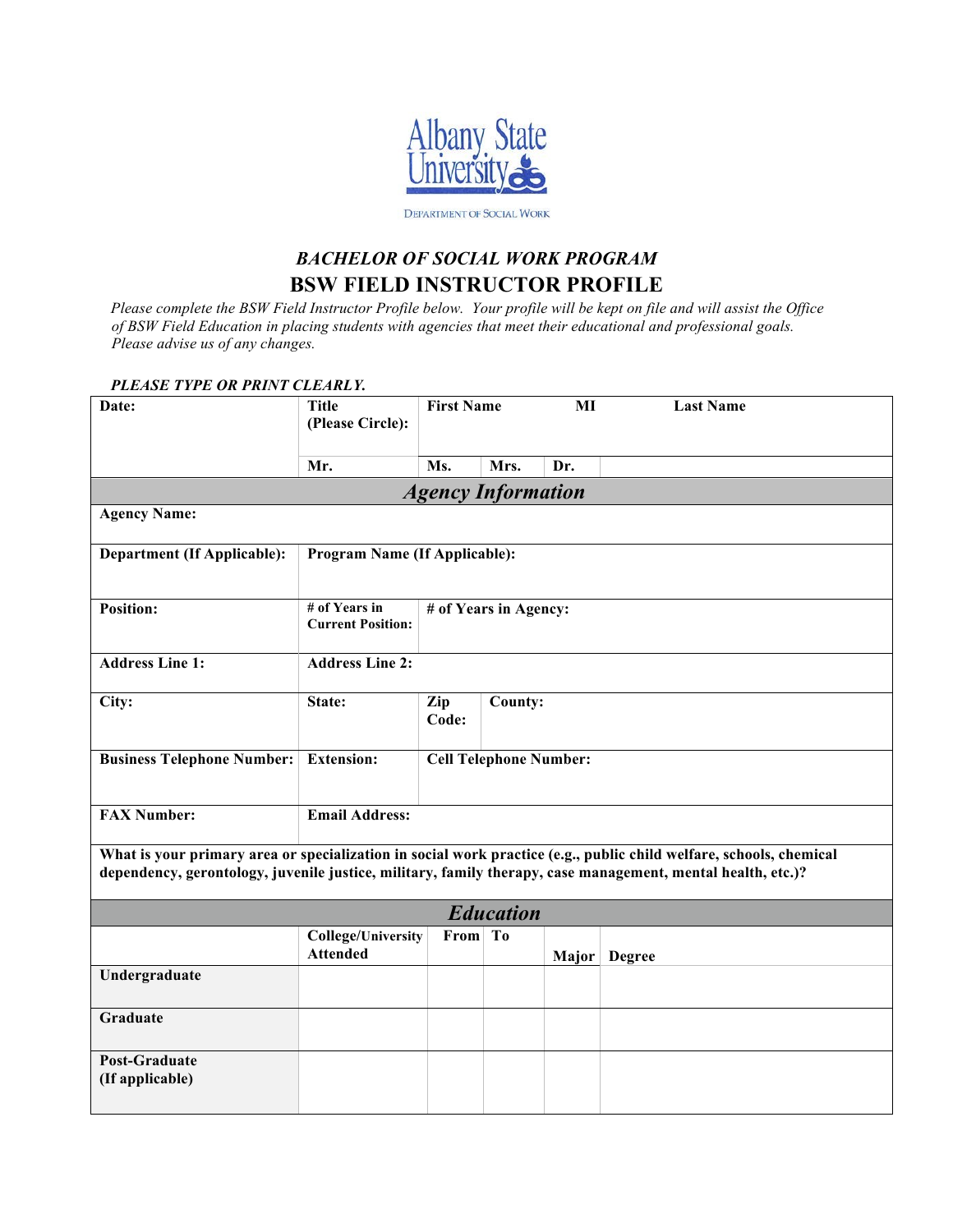Albany State University

DEPARTMENT OF SOCIAL WORK

## *BACHELOR OF SOCIAL WORK PROGRAM*

# BSW FIELD INSTRUCTOR PROFILE

*Please complete the BSW Field Instructor Profile below. Your profile will be kept on file and will assist the Office of BSW Field Education in placing students with agencies that meet their educational and professional goals. Please advise us of any changes.*

***PLEASE TYPE OR PRINT CLEARLY.***

| **Date:** | **Title (Please Circle):** | **First Name** | | **MI** | **Last Name** |
|---|---|---|---|---|---|
| | **Mr.** | **Ms.** | **Mrs.** | **Dr.** | |

## *Agency Information*

| | | | |
|---|---|---|---|
| **Agency Name:** | | | |
| **Department (If Applicable):** | **Program Name (If Applicable):** | | |
| **Position:** | **# of Years in Current Position:** | **# of Years in Agency:** | |
| **Address Line 1:** | **Address Line 2:** | | |
| **City:** | **State:** | **Zip Code:** | **County:** |
| **Business Telephone Number:** | **Extension:** | **Cell Telephone Number:** | |
| **FAX Number:** | **Email Address:** | | |

**What is your primary area or specialization in social work practice (e.g., public child welfare, schools, chemical dependency, gerontology, juvenile justice, military, family therapy, case management, mental health, etc.)?**

## *Education*

| | **College/University Attended** | **From** | **To** | **Major** | **Degree** |
|---|---|---|---|---|---|
| **Undergraduate** | | | | | |
| **Graduate** | | | | | |
| **Post-Graduate (If applicable)** | | | | | |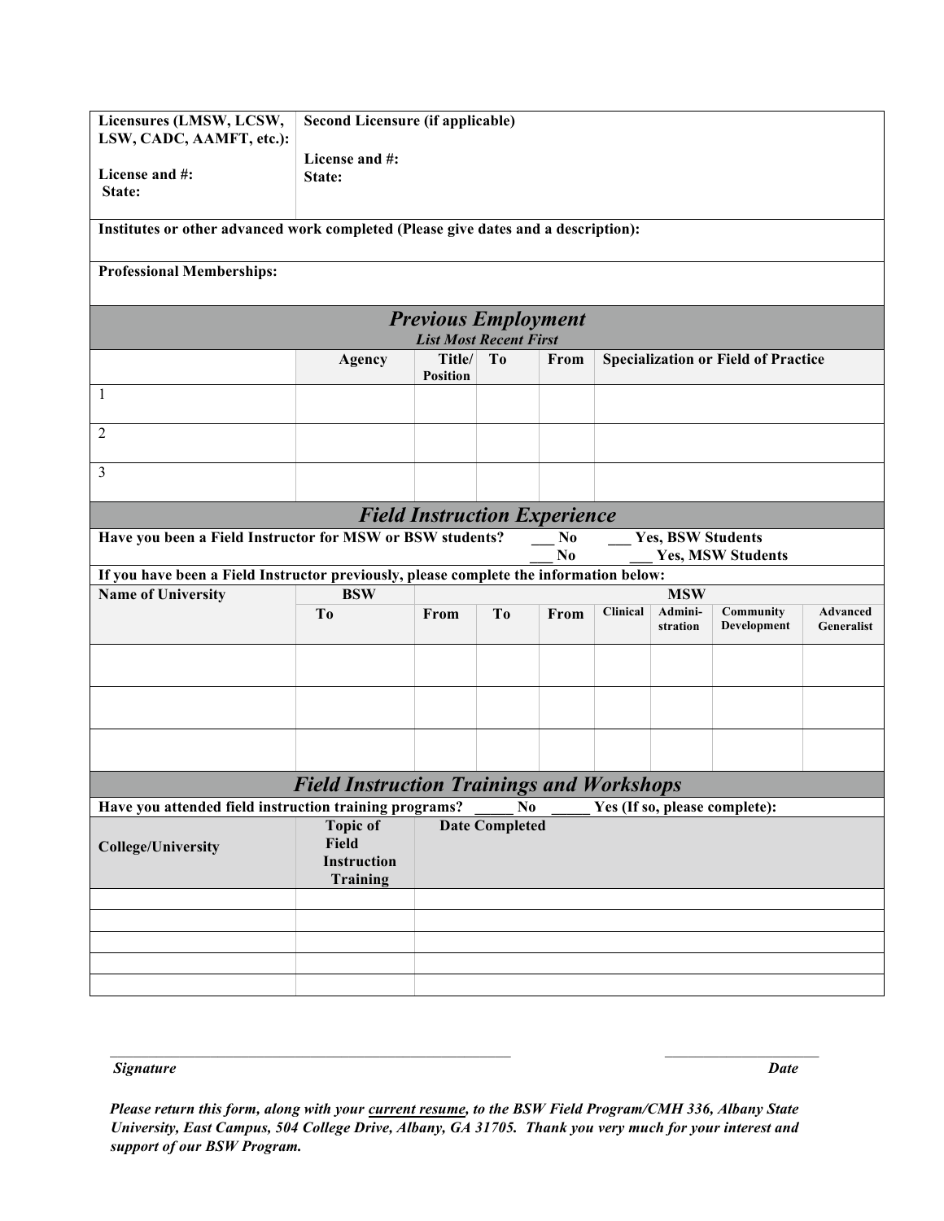| | |
|---|---|
| **Licensures (LMSW, LCSW, LSW, CADC, AAMFT, etc.):**<br><br>**License and #:**<br>**State:** | **Second Licensure (if applicable)**<br><br>**License and #:**<br>**State:** |

**Institutes or other advanced work completed (Please give dates and a description):**

**Professional Memberships:**

## *Previous Employment*

***List Most Recent First***

| | Agency | Title/ Position | To | From | Specialization or Field of Practice |
|---|---|---|---|---|---|
| 1 | | | | | |
| 2 | | | | | |
| 3 | | | | | |

## *Field Instruction Experience*

**Have you been a Field Instructor for MSW or BSW students?** ___ **No** ___ **Yes, BSW Students**
___ **No** ___ **Yes, MSW Students**

**If you have been a Field Instructor previously, please complete the information below:**

| Name of University | BSW | | MSW | | | | | |
|---|---|---|---|---|---|---|---|---|
| | To | From | To | From | Clinical | Admini-stration | Community Development | Advanced Generalist |
| | | | | | | | | |
| | | | | | | | | |
| | | | | | | | | |

## *Field Instruction Trainings and Workshops*

**Have you attended field instruction training programs?** _____ **No** _____ **Yes (If so, please complete):**

| College/University | Topic of Field Instruction Training | Date Completed |
|---|---|---|
| | | |
| | | |
| | | |
| | | |
| | | |

_______________________________________ _______________

***Signature*** ***Date***

***Please return this form, along with your current resume, to the BSW Field Program/CMH 336, Albany State University, East Campus, 504 College Drive, Albany, GA 31705. Thank you very much for your interest and support of our BSW Program.***